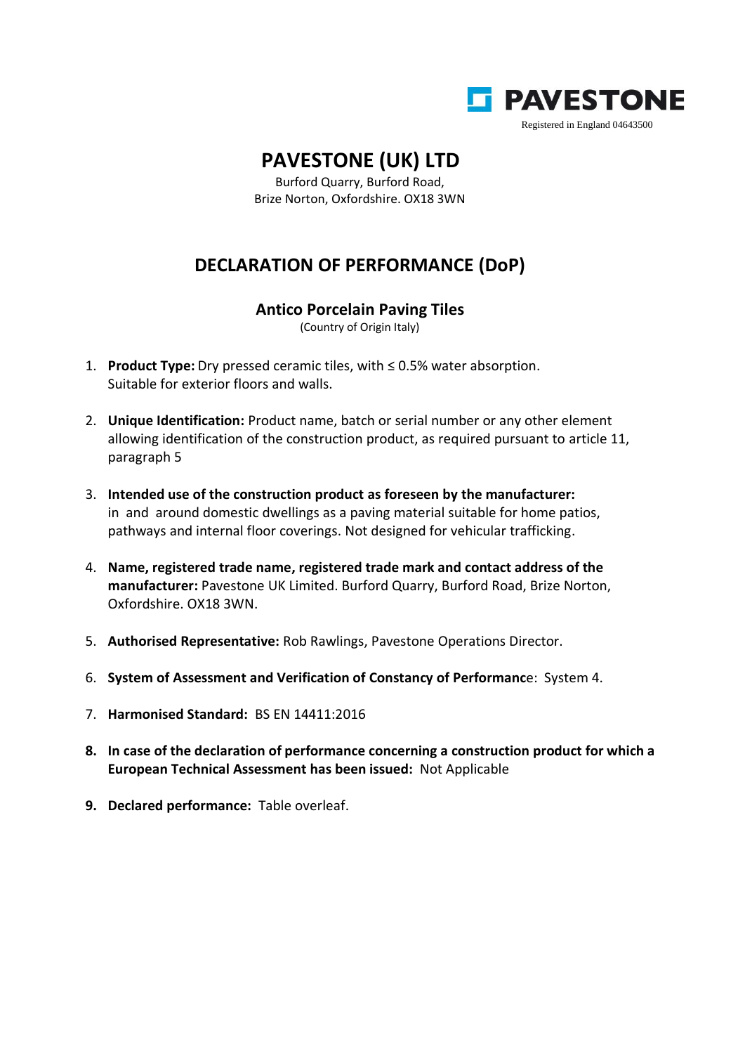PAVESTONE

Registered in England 04643500

# PAVESTONE (UK) LTD

Burford Quarry, Burford Road,
Brize Norton, Oxfordshire. OX18 3WN

## DECLARATION OF PERFORMANCE (DoP)

### Antico Porcelain Paving Tiles

(Country of Origin Italy)

1. **Product Type:** Dry pressed ceramic tiles, with ≤ 0.5% water absorption. Suitable for exterior floors and walls.

2. **Unique Identification:** Product name, batch or serial number or any other element allowing identification of the construction product, as required pursuant to article 11, paragraph 5

3. **Intended use of the construction product as foreseen by the manufacturer:** in and around domestic dwellings as a paving material suitable for home patios, pathways and internal floor coverings. Not designed for vehicular trafficking.

4. **Name, registered trade name, registered trade mark and contact address of the manufacturer:** Pavestone UK Limited. Burford Quarry, Burford Road, Brize Norton, Oxfordshire. OX18 3WN.

5. **Authorised Representative:** Rob Rawlings, Pavestone Operations Director.

6. **System of Assessment and Verification of Constancy of Performanc**e: System 4.

7. **Harmonised Standard:** BS EN 14411:2016

8. **In case of the declaration of performance concerning a construction product for which a European Technical Assessment has been issued:** Not Applicable

9. **Declared performance:** Table overleaf.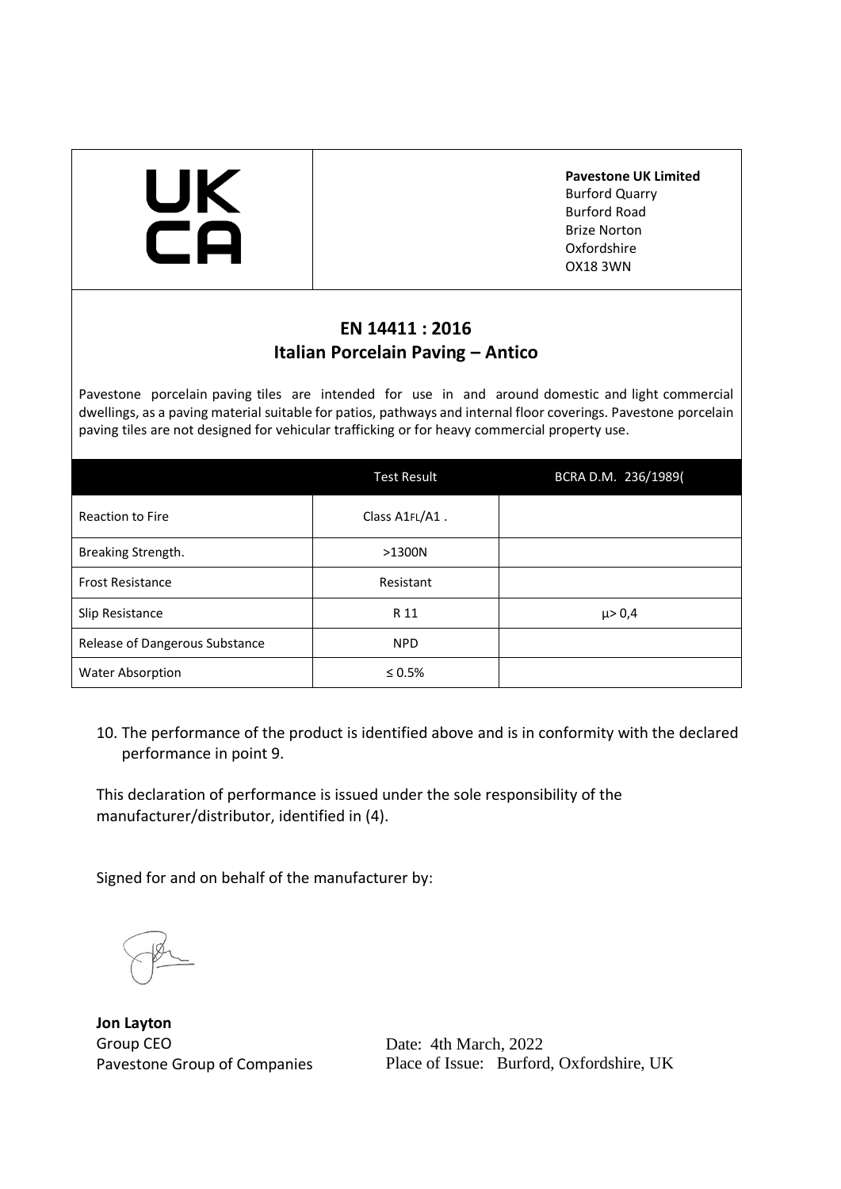UK
CA

**Pavestone UK Limited**
Burford Quarry
Burford Road
Brize Norton
Oxfordshire
OX18 3WN

## EN 14411 : 2016
## Italian Porcelain Paving – Antico

Pavestone porcelain paving tiles are intended for use in and around domestic and light commercial dwellings, as a paving material suitable for patios, pathways and internal floor coverings. Pavestone porcelain paving tiles are not designed for vehicular trafficking or for heavy commercial property use.

| | Test Result | BCRA D.M. 236/1989( |
|---|---|---|
| Reaction to Fire | Class $A1_{FL}$/A1 . | |
| Breaking Strength. | >1300N | |
| Frost Resistance | Resistant | |
| Slip Resistance | R 11 | μ> 0,4 |
| Release of Dangerous Substance | NPD | |
| Water Absorption | ≤ 0.5% | |

10. The performance of the product is identified above and is in conformity with the declared performance in point 9.

This declaration of performance is issued under the sole responsibility of the manufacturer/distributor, identified in (4).

Signed for and on behalf of the manufacturer by:

**Jon Layton**
Group CEO
Pavestone Group of Companies

Date: 4th March, 2022
Place of Issue: Burford, Oxfordshire, UK